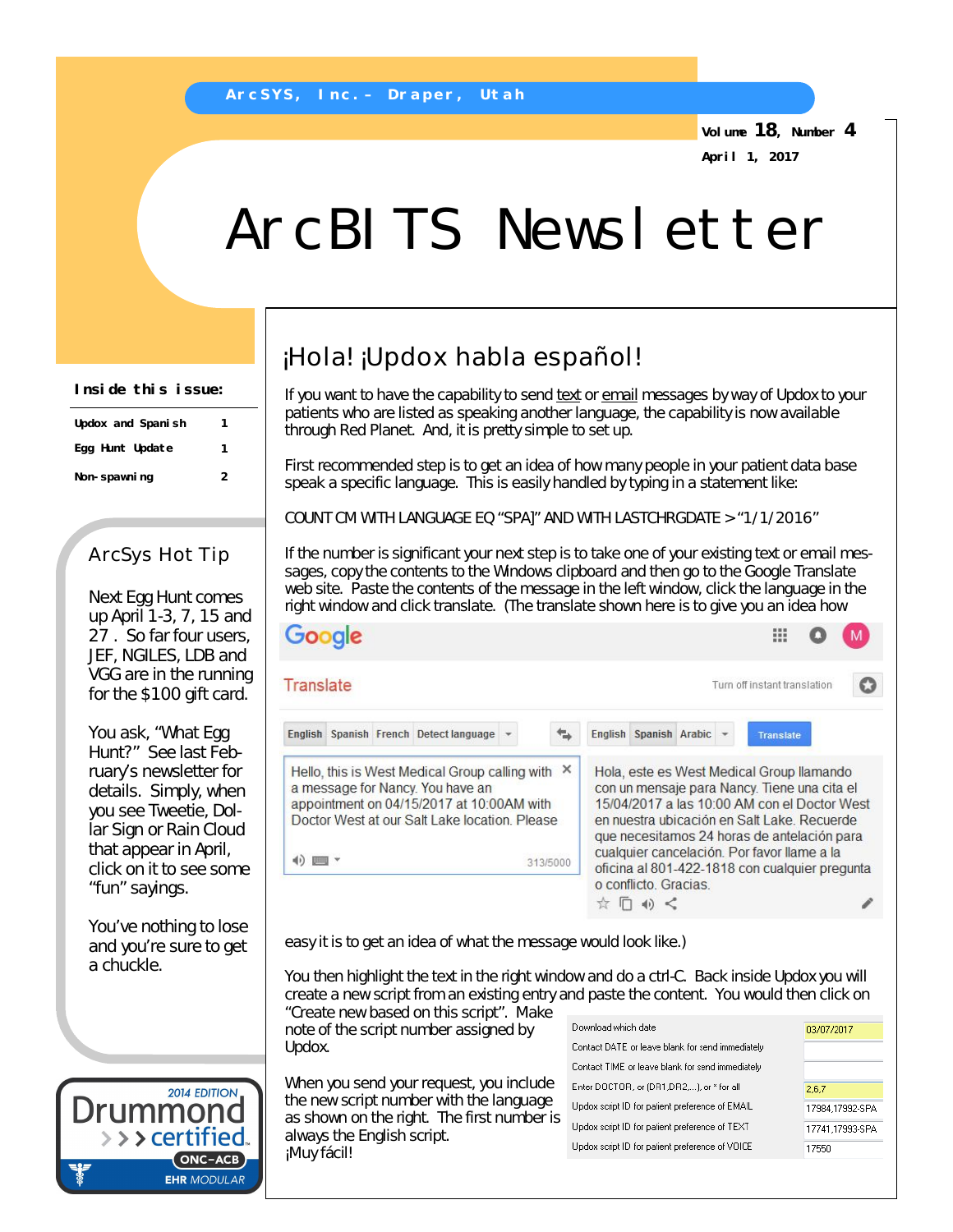ArcSYS, Inc. – Draper, Utah

Volume 18, Number 4

April 1, 2017

# ArcBITS Newsletter

**Inside this issue:**

| | |
|---|---|
| Updox and Spanish | 1 |
| Egg Hunt Update | 1 |
| Non-spawning | 2 |

## ¡Hola! ¡Updox habla español!

If you want to have the capability to send text or email messages by way of Updox to your patients who are listed as speaking another language, the capability is now available through Red Planet. And, it is pretty simple to set up.

First recommended step is to get an idea of how many people in your patient data base speak a specific language. This is easily handled by typing in a statement like:

COUNT CM WITH LANGUAGE EQ "SPA]" AND WITH LASTCHRGDATE > "1/1/2016"

If the number is significant your next step is to take one of your existing text or email messages, copy the contents to the Windows clipboard and then go to the Google Translate web site. Paste the contents of the message in the left window, click the language in the right window and click translate. (The translate shown here is to give you an idea how

Google

Translate

Turn off instant translation

English | Spanish | French | Detect language — English | Spanish | Arabic — Translate

Hello, this is West Medical Group calling with a message for Nancy. You have an appointment on 04/15/2017 at 10:00AM with Doctor West at our Salt Lake location. Please

313/5000

Hola, este es West Medical Group llamando con un mensaje para Nancy. Tiene una cita el 15/04/2017 a las 10:00 AM con el Doctor West en nuestra ubicación en Salt Lake. Recuerde que necesitamos 24 horas de antelación para cualquier cancelación. Por favor llame a la oficina al 801-422-1818 con cualquier pregunta o conflicto. Gracias.

easy it is to get an idea of what the message would look like.)

You then highlight the text in the right window and do a ctrl-C. Back inside Updox you will create a new script from an existing entry and paste the content. You would then click on "Create new based on this script". Make note of the script number assigned by Updox.

When you send your request, you include the new script number with the language as shown on the right. The first number is always the English script.
¡Muy fácil!

| | |
|---|---|
| Download which date | 03/07/2017 |
| Contact DATE or leave blank for send immediately | |
| Contact TIME or leave blank for send immediately | |
| Enter DOCTOR, or (DR1,DR2,...), or * for all | 2,6,7 |
| Updox script ID for patient preference of EMAIL | 17984,17992-SPA |
| Updox script ID for patient preference of TEXT | 17741,17993-SPA |
| Updox script ID for patient preference of VOICE | 17550 |

## ArcSys Hot Tip

Next Egg Hunt comes up April 1-3, 7, 15 and 27 . So far four users, JEF, NGILES, LDB and VGG are in the running for the $100 gift card.

You ask, "What Egg Hunt?" See last February's newsletter for details. Simply, when you see Tweetie, Dollar Sign or Rain Cloud that appear in April, click on it to see some "fun" sayings.

You've nothing to lose and you're sure to get a chuckle.

2014 EDITION Drummond certified ONC-ACB EHR MODULAR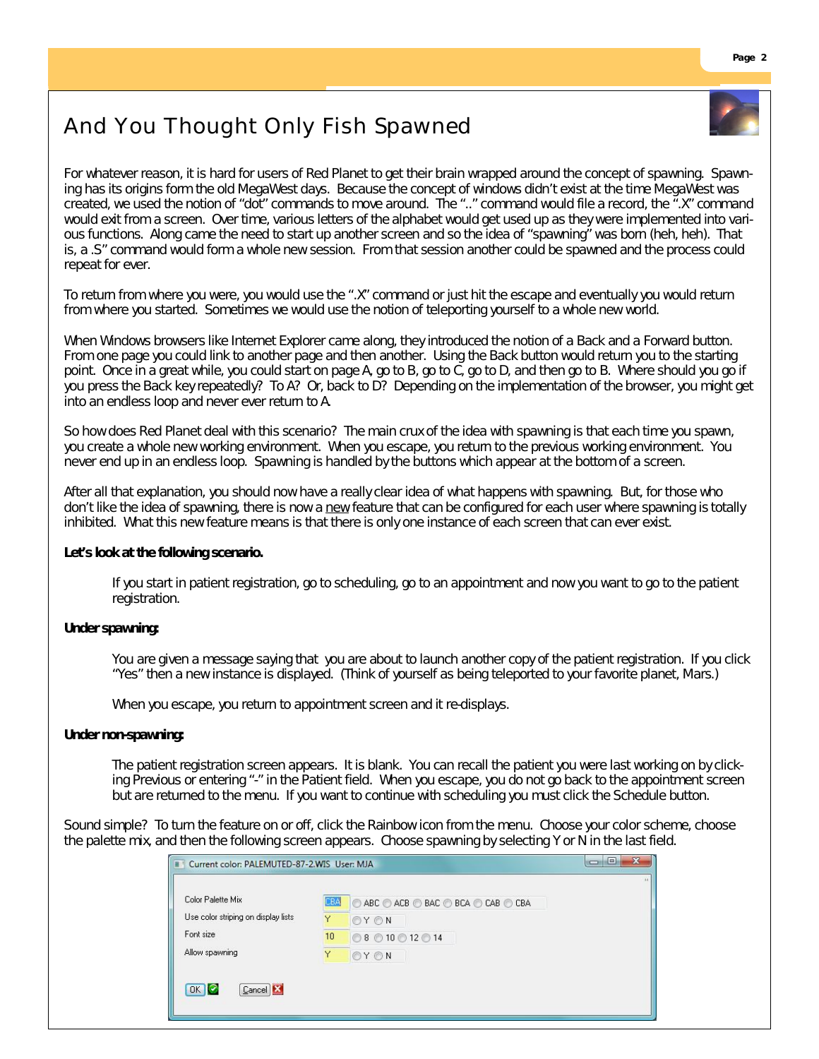# And You Thought Only Fish Spawned

For whatever reason, it is hard for users of Red Planet to get their brain wrapped around the concept of spawning. Spawning has its origins form the old MegaWest days. Because the concept of windows didn't exist at the time MegaWest was created, we used the notion of "dot" commands to move around. The ".." command would file a record, the ".X" command would exit from a screen. Over time, various letters of the alphabet would get used up as they were implemented into various functions. Along came the need to start up another screen and so the idea of "spawning" was born (heh, heh). That is, a .S" command would form a whole new session. From that session another could be spawned and the process could repeat for ever.

To return from where you were, you would use the ".X" command or just hit the escape and eventually you would return from where you started. Sometimes we would use the notion of teleporting yourself to a whole new world.

When Windows browsers like Internet Explorer came along, they introduced the notion of a Back and a Forward button. From one page you could link to another page and then another. Using the Back button would return you to the starting point. Once in a great while, you could start on page A, go to B, go to C, go to D, and then go to B. Where should you go if you press the Back key repeatedly? To A? Or, back to D? Depending on the implementation of the browser, you might get into an endless loop and never ever return to A.

So how does Red Planet deal with this scenario? The main crux of the idea with spawning is that each time you spawn, you create a whole new working environment. When you escape, you return to the previous working environment. You never end up in an endless loop. Spawning is handled by the buttons which appear at the bottom of a screen.

After all that explanation, you should now have a really clear idea of what happens with spawning. But, for those who don't like the idea of spawning, there is now a new feature that can be configured for each user where spawning is totally inhibited. What this new feature means is that there is only one instance of each screen that can ever exist.

**Let's look at the following scenario.**

> If you start in patient registration, go to scheduling, go to an appointment and now you want to go to the patient registration.

**Under spawning:**

> You are given a message saying that you are about to launch another copy of the patient registration. If you click "Yes" then a new instance is displayed. (Think of yourself as being teleported to your favorite planet, Mars.)
>
> When you escape, you return to appointment screen and it re-displays.

**Under non-spawning:**

> The patient registration screen appears. It is blank. You can recall the patient you were last working on by clicking Previous or entering "-" in the Patient field. When you escape, you do not go back to the appointment screen but are returned to the menu. If you want to continue with scheduling you must click the Schedule button.

Sound simple? To turn the feature on or off, click the Rainbow icon from the menu. Choose your color scheme, choose the palette mix, and then the following screen appears. Choose spawning by selecting Y or N in the last field.

Current color: PALEMUTED-87-2.WIS User: MJA

| | | |
|---|---|---|
| Color Palette Mix | CBA | ABC ACB BAC BCA CAB CBA |
| Use color striping on display lists | Y | Y N |
| Font size | 10 | 8 10 12 14 |
| Allow spawning | Y | Y N |

OK Cancel